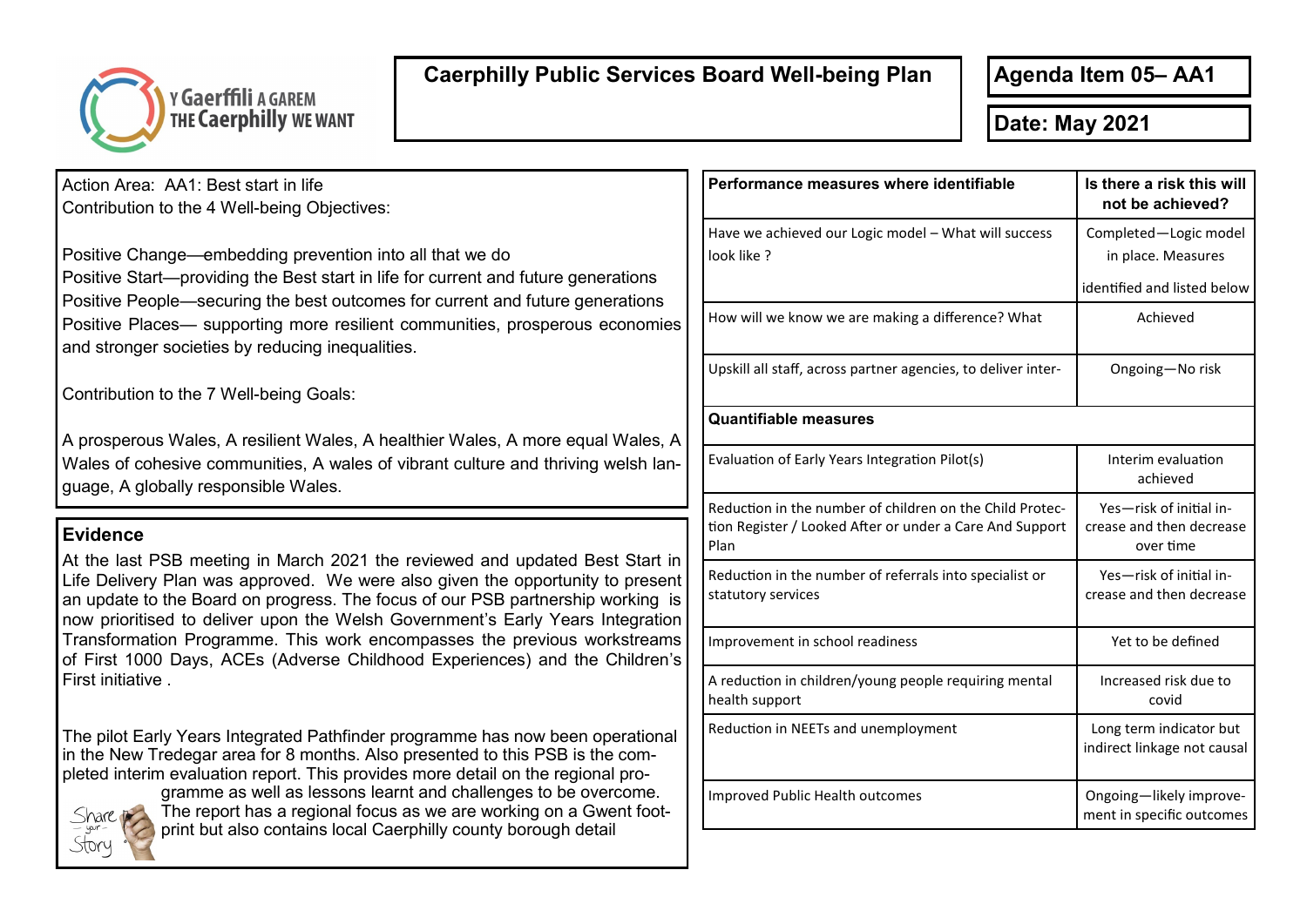# Caerphilly Public Services Board Well-being Plan

**Agenda Item 05– AA1**

**Date: May 2021**

Action Area: AA1: Best start in life
Contribution to the 4 Well-being Objectives:

Positive Change—embedding prevention into all that we do
Positive Start—providing the Best start in life for current and future generations
Positive People—securing the best outcomes for current and future generations
Positive Places— supporting more resilient communities, prosperous economies and stronger societies by reducing inequalities.

Contribution to the 7 Well-being Goals:

A prosperous Wales, A resilient Wales, A healthier Wales, A more equal Wales, A Wales of cohesive communities, A wales of vibrant culture and thriving welsh language, A globally responsible Wales.

## Evidence

At the last PSB meeting in March 2021 the reviewed and updated Best Start in Life Delivery Plan was approved. We were also given the opportunity to present an update to the Board on progress. The focus of our PSB partnership working is now prioritised to deliver upon the Welsh Government's Early Years Integration Transformation Programme. This work encompasses the previous workstreams of First 1000 Days, ACEs (Adverse Childhood Experiences) and the Children's First initiative .

The pilot Early Years Integrated Pathfinder programme has now been operational in the New Tredegar area for 8 months. Also presented to this PSB is the completed interim evaluation report. This provides more detail on the regional programme as well as lessons learnt and challenges to be overcome. The report has a regional focus as we are working on a Gwent footprint but also contains local Caerphilly county borough detail

| Performance measures where identifiable | Is there a risk this will not be achieved? |
|---|---|
| Have we achieved our Logic model – What will success look like ? | Completed—Logic model in place. Measures identified and listed below |
| How will we know we are making a difference? What | Achieved |
| Upskill all staff, across partner agencies, to deliver inter- | Ongoing—No risk |
| **Quantifiable measures** | |
| Evaluation of Early Years Integration Pilot(s) | Interim evaluation achieved |
| Reduction in the number of children on the Child Protection Register / Looked After or under a Care And Support Plan | Yes—risk of initial increase and then decrease over time |
| Reduction in the number of referrals into specialist or statutory services | Yes—risk of initial increase and then decrease |
| Improvement in school readiness | Yet to be defined |
| A reduction in children/young people requiring mental health support | Increased risk due to covid |
| Reduction in NEETs and unemployment | Long term indicator but indirect linkage not causal |
| Improved Public Health outcomes | Ongoing—likely improvement in specific outcomes |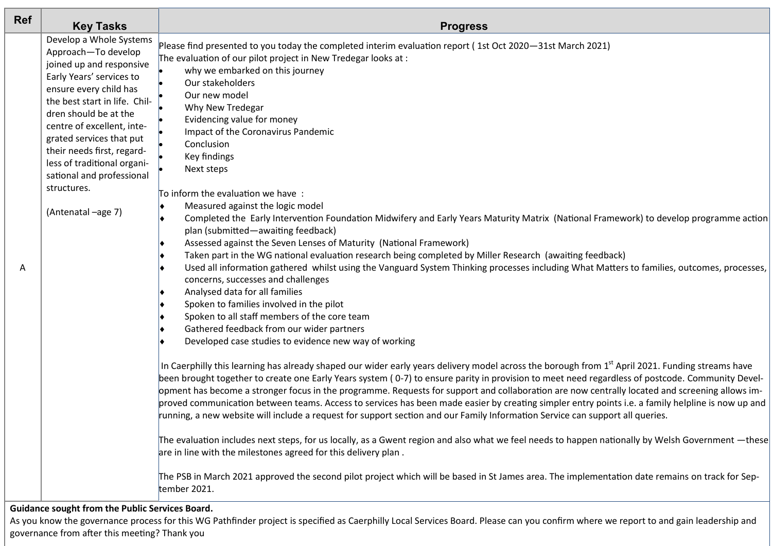| Ref | Key Tasks | Progress |
|---|---|---|
| A | Develop a Whole Systems Approach—To develop joined up and responsive Early Years' services to ensure every child has the best start in life. Children should be at the centre of excellent, integrated services that put their needs first, regardless of traditional organisational and professional structures.<br><br>(Antenatal –age 7) | Please find presented to you today the completed interim evaluation report ( 1st Oct 2020—31st March 2021)<br>The evaluation of our pilot project in New Tredegar looks at :<br>• why we embarked on this journey<br>• Our stakeholders<br>• Our new model<br>• Why New Tredegar<br>• Evidencing value for money<br>• Impact of the Coronavirus Pandemic<br>• Conclusion<br>• Key findings<br>• Next steps<br><br>To inform the evaluation we have :<br>♦ Measured against the logic model<br>♦ Completed the Early Intervention Foundation Midwifery and Early Years Maturity Matrix (National Framework) to develop programme action plan (submitted—awaiting feedback)<br>♦ Assessed against the Seven Lenses of Maturity (National Framework)<br>♦ Taken part in the WG national evaluation research being completed by Miller Research (awaiting feedback)<br>♦ Used all information gathered whilst using the Vanguard System Thinking processes including What Matters to families, outcomes, processes, concerns, successes and challenges<br>♦ Analysed data for all families<br>♦ Spoken to families involved in the pilot<br>♦ Spoken to all staff members of the core team<br>♦ Gathered feedback from our wider partners<br>♦ Developed case studies to evidence new way of working<br><br>In Caerphilly this learning has already shaped our wider early years delivery model across the borough from 1st April 2021. Funding streams have been brought together to create one Early Years system ( 0-7) to ensure parity in provision to meet need regardless of postcode. Community Development has become a stronger focus in the programme. Requests for support and collaboration are now centrally located and screening allows improved communication between teams. Access to services has been made easier by creating simpler entry points i.e. a family helpline is now up and running, a new website will include a request for support section and our Family Information Service can support all queries.<br><br>The evaluation includes next steps, for us locally, as a Gwent region and also what we feel needs to happen nationally by Welsh Government —these are in line with the milestones agreed for this delivery plan .<br><br>The PSB in March 2021 approved the second pilot project which will be based in St James area. The implementation date remains on track for September 2021. |

**Guidance sought from the Public Services Board.**
As you know the governance process for this WG Pathfinder project is specified as Caerphilly Local Services Board. Please can you confirm where we report to and gain leadership and governance from after this meeting? Thank you